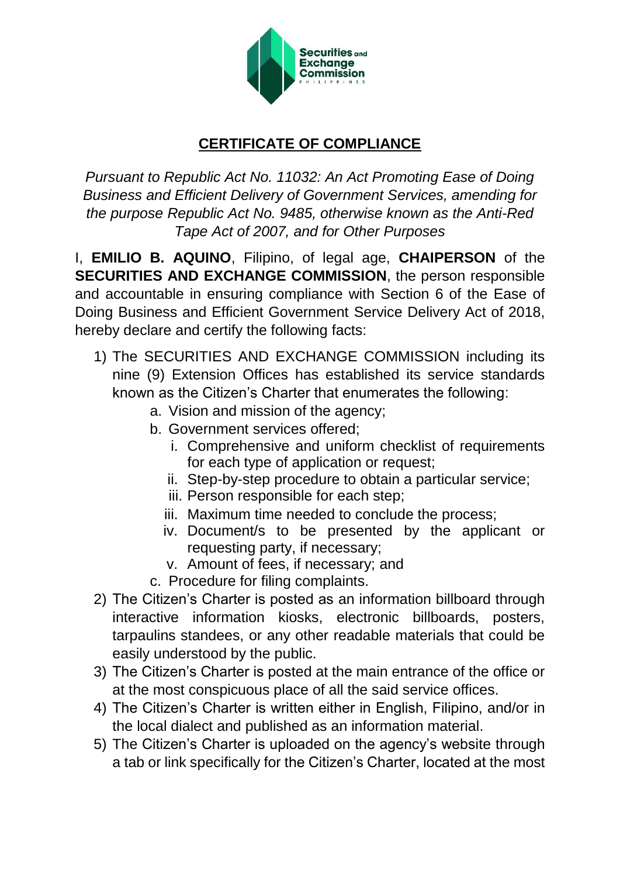## CERTIFICATE OF COMPLIANCE

*Pursuant to Republic Act No. 11032: An Act Promoting Ease of Doing Business and Efficient Delivery of Government Services, amending for the purpose Republic Act No. 9485, otherwise known as the Anti-Red Tape Act of 2007, and for Other Purposes*

I, **EMILIO B. AQUINO**, Filipino, of legal age, **CHAIPERSON** of the **SECURITIES AND EXCHANGE COMMISSION**, the person responsible and accountable in ensuring compliance with Section 6 of the Ease of Doing Business and Efficient Government Service Delivery Act of 2018, hereby declare and certify the following facts:

1) The SECURITIES AND EXCHANGE COMMISSION including its nine (9) Extension Offices has established its service standards known as the Citizen's Charter that enumerates the following:
   a. Vision and mission of the agency;
   b. Government services offered;
      i. Comprehensive and uniform checklist of requirements for each type of application or request;
      ii. Step-by-step procedure to obtain a particular service;
      iii. Person responsible for each step;
      iii. Maximum time needed to conclude the process;
      iv. Document/s to be presented by the applicant or requesting party, if necessary;
      v. Amount of fees, if necessary; and
   c. Procedure for filing complaints.
2) The Citizen's Charter is posted as an information billboard through interactive information kiosks, electronic billboards, posters, tarpaulins standees, or any other readable materials that could be easily understood by the public.
3) The Citizen's Charter is posted at the main entrance of the office or at the most conspicuous place of all the said service offices.
4) The Citizen's Charter is written either in English, Filipino, and/or in the local dialect and published as an information material.
5) The Citizen's Charter is uploaded on the agency's website through a tab or link specifically for the Citizen's Charter, located at the most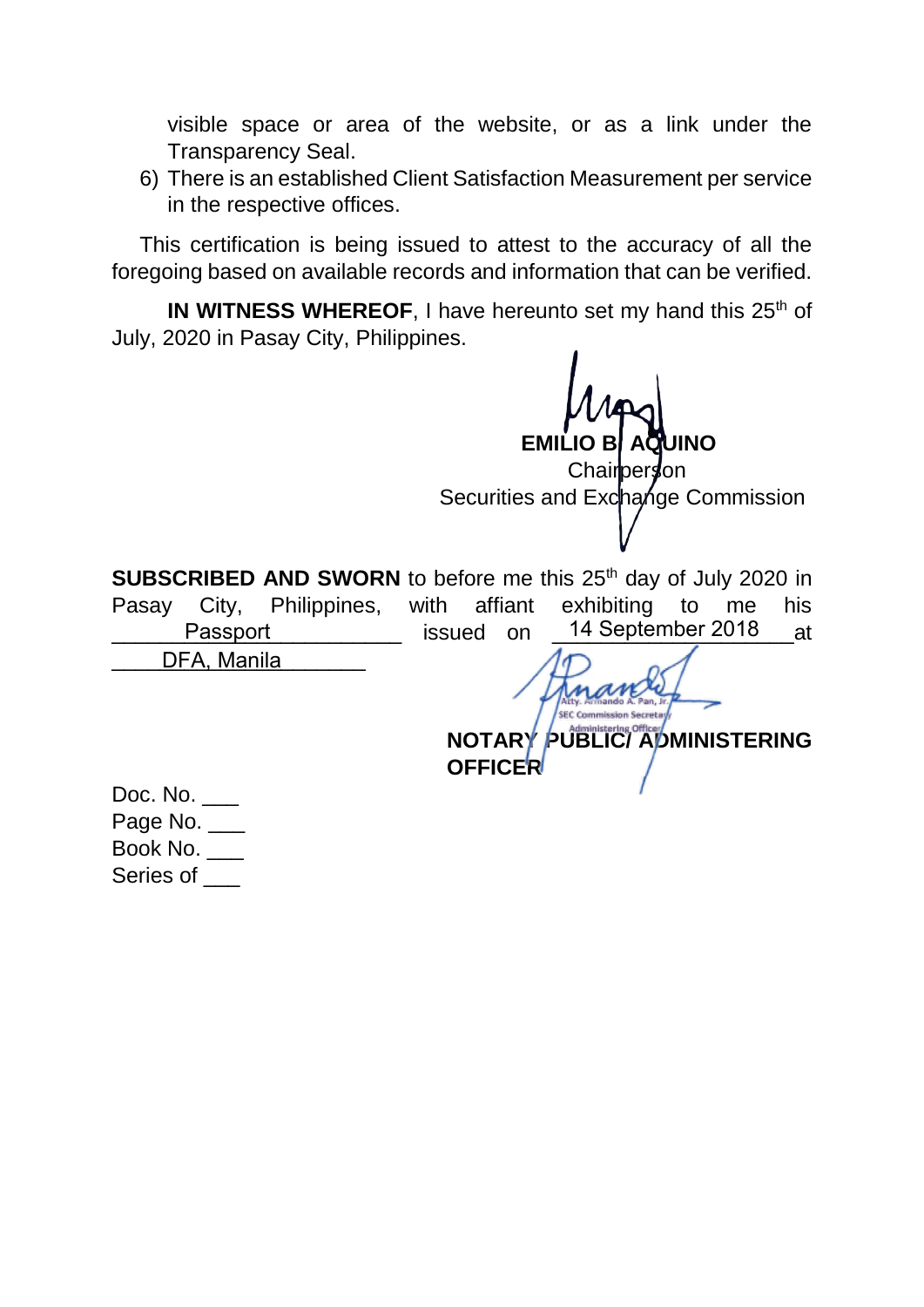visible space or area of the website, or as a link under the Transparency Seal.

6) There is an established Client Satisfaction Measurement per service in the respective offices.

This certification is being issued to attest to the accuracy of all the foregoing based on available records and information that can be verified.

**IN WITNESS WHEREOF**, I have hereunto set my hand this 25th of July, 2020 in Pasay City, Philippines.

**EMILIO B. AQUINO**
Chairperson
Securities and Exchange Commission

**SUBSCRIBED AND SWORN** to before me this 25th day of July 2020 in Pasay City, Philippines, with affiant exhibiting to me his ______Passport__________ issued on _14 September 2018_____at ____DFA, Manila_______

Atty. Armando A. Pan, Jr.
SEC Commission Secretary
Administering Officer

**NOTARY PUBLIC/ ADMINISTERING OFFICER**

Doc. No. ___
Page No. ___
Book No. ___
Series of ___